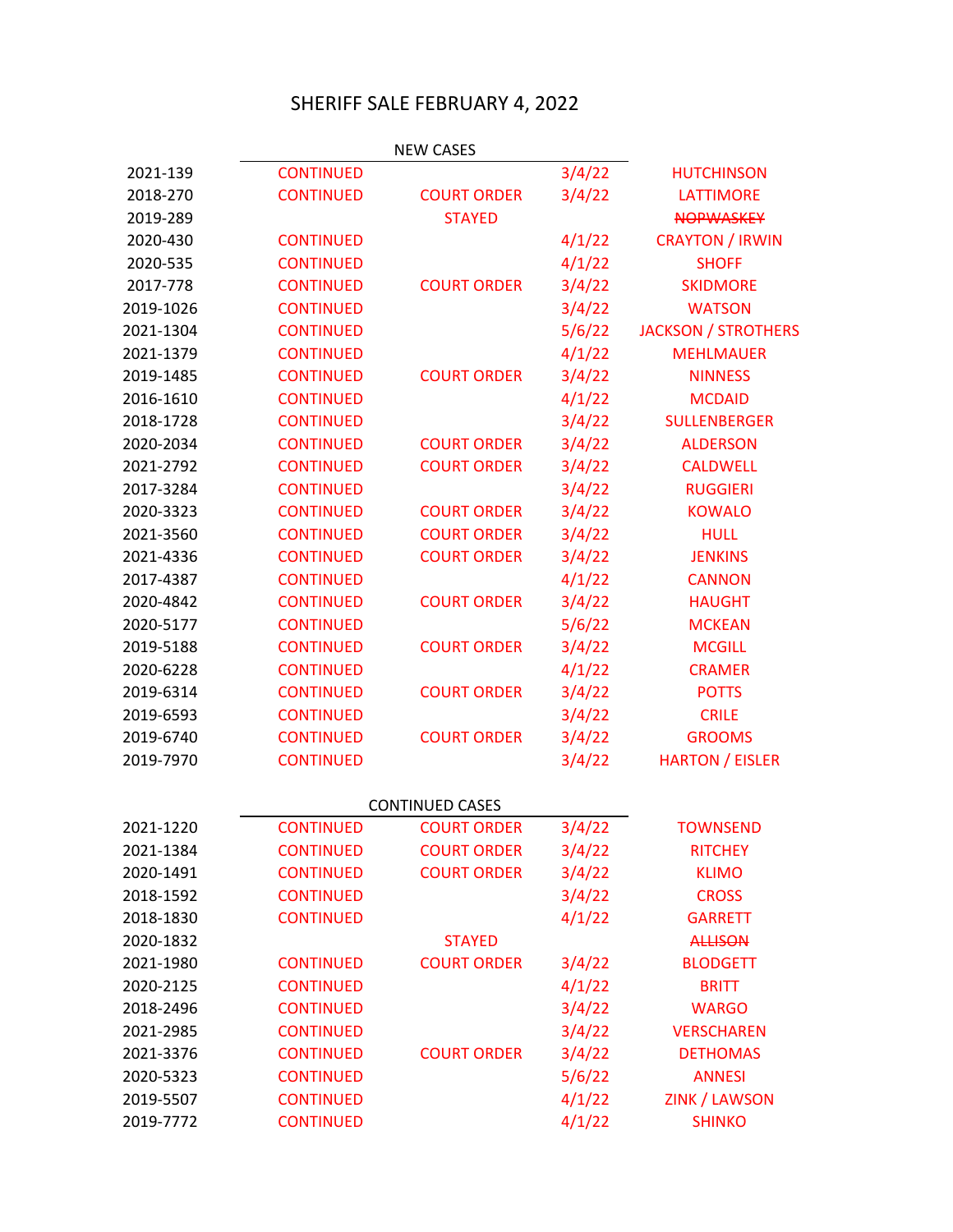# SHERIFF SALE FEBRUARY 4, 2022

## NEW CASES

| Case | Status | Note | Date | Name |
|---|---|---|---|---|
| 2021-139 | CONTINUED | | 3/4/22 | HUTCHINSON |
| 2018-270 | CONTINUED | COURT ORDER | 3/4/22 | LATTIMORE |
| 2019-289 | | STAYED | | ~~NOPWASKEY~~ |
| 2020-430 | CONTINUED | | 4/1/22 | CRAYTON / IRWIN |
| 2020-535 | CONTINUED | | 4/1/22 | SHOFF |
| 2017-778 | CONTINUED | COURT ORDER | 3/4/22 | SKIDMORE |
| 2019-1026 | CONTINUED | | 3/4/22 | WATSON |
| 2021-1304 | CONTINUED | | 5/6/22 | JACKSON / STROTHERS |
| 2021-1379 | CONTINUED | | 4/1/22 | MEHLMAUER |
| 2019-1485 | CONTINUED | COURT ORDER | 3/4/22 | NINNESS |
| 2016-1610 | CONTINUED | | 4/1/22 | MCDAID |
| 2018-1728 | CONTINUED | | 3/4/22 | SULLENBERGER |
| 2020-2034 | CONTINUED | COURT ORDER | 3/4/22 | ALDERSON |
| 2021-2792 | CONTINUED | COURT ORDER | 3/4/22 | CALDWELL |
| 2017-3284 | CONTINUED | | 3/4/22 | RUGGIERI |
| 2020-3323 | CONTINUED | COURT ORDER | 3/4/22 | KOWALO |
| 2021-3560 | CONTINUED | COURT ORDER | 3/4/22 | HULL |
| 2021-4336 | CONTINUED | COURT ORDER | 3/4/22 | JENKINS |
| 2017-4387 | CONTINUED | | 4/1/22 | CANNON |
| 2020-4842 | CONTINUED | COURT ORDER | 3/4/22 | HAUGHT |
| 2020-5177 | CONTINUED | | 5/6/22 | MCKEAN |
| 2019-5188 | CONTINUED | COURT ORDER | 3/4/22 | MCGILL |
| 2020-6228 | CONTINUED | | 4/1/22 | CRAMER |
| 2019-6314 | CONTINUED | COURT ORDER | 3/4/22 | POTTS |
| 2019-6593 | CONTINUED | | 3/4/22 | CRILE |
| 2019-6740 | CONTINUED | COURT ORDER | 3/4/22 | GROOMS |
| 2019-7970 | CONTINUED | | 3/4/22 | HARTON / EISLER |

## CONTINUED CASES

| Case | Status | Note | Date | Name |
|---|---|---|---|---|
| 2021-1220 | CONTINUED | COURT ORDER | 3/4/22 | TOWNSEND |
| 2021-1384 | CONTINUED | COURT ORDER | 3/4/22 | RITCHEY |
| 2020-1491 | CONTINUED | COURT ORDER | 3/4/22 | KLIMO |
| 2018-1592 | CONTINUED | | 3/4/22 | CROSS |
| 2018-1830 | CONTINUED | | 4/1/22 | GARRETT |
| 2020-1832 | | STAYED | | ~~ALLISON~~ |
| 2021-1980 | CONTINUED | COURT ORDER | 3/4/22 | BLODGETT |
| 2020-2125 | CONTINUED | | 4/1/22 | BRITT |
| 2018-2496 | CONTINUED | | 3/4/22 | WARGO |
| 2021-2985 | CONTINUED | | 3/4/22 | VERSCHAREN |
| 2021-3376 | CONTINUED | COURT ORDER | 3/4/22 | DETHOMAS |
| 2020-5323 | CONTINUED | | 5/6/22 | ANNESI |
| 2019-5507 | CONTINUED | | 4/1/22 | ZINK / LAWSON |
| 2019-7772 | CONTINUED | | 4/1/22 | SHINKO |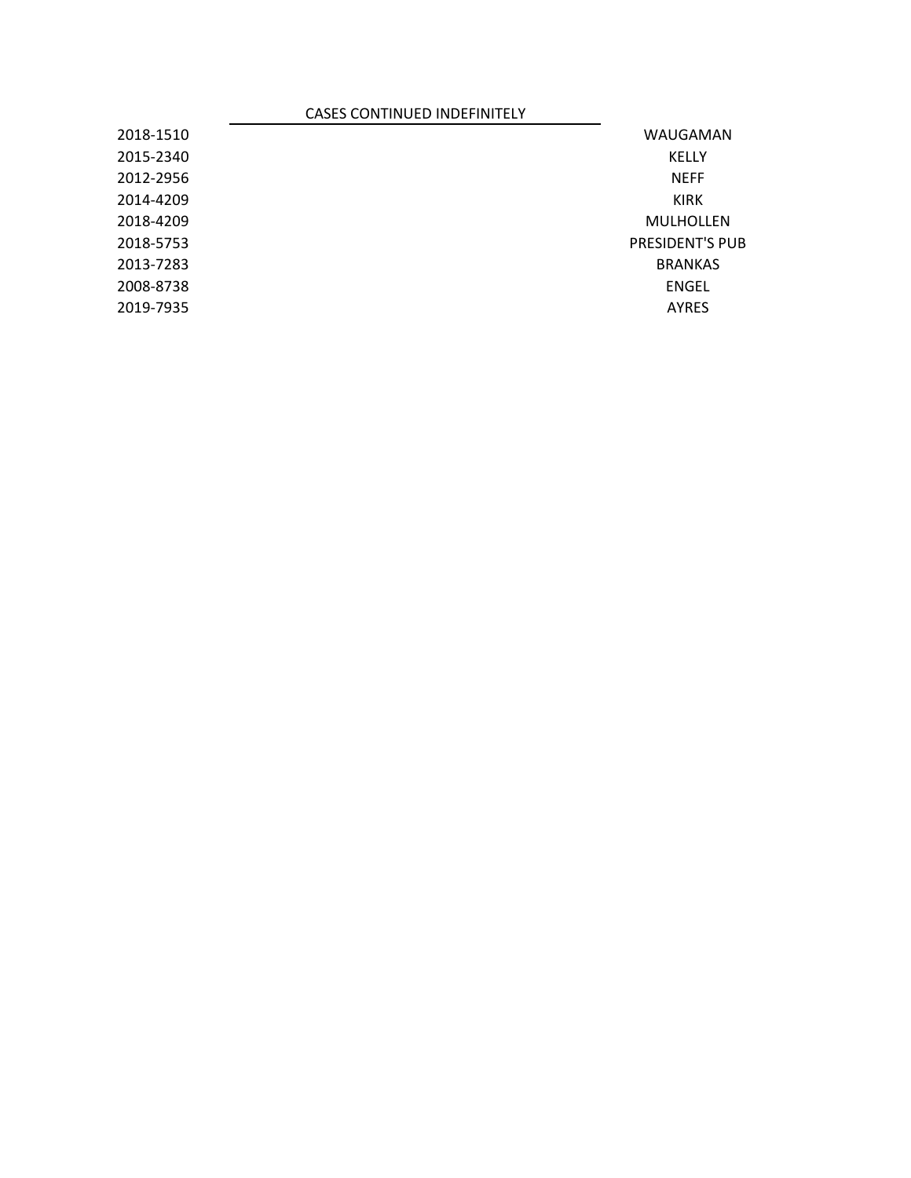CASES CONTINUED INDEFINITELY

| | |
|---|---|
| 2018-1510 | WAUGAMAN |
| 2015-2340 | KELLY |
| 2012-2956 | NEFF |
| 2014-4209 | KIRK |
| 2018-4209 | MULHOLLEN |
| 2018-5753 | PRESIDENT'S PUB |
| 2013-7283 | BRANKAS |
| 2008-8738 | ENGEL |
| 2019-7935 | AYRES |